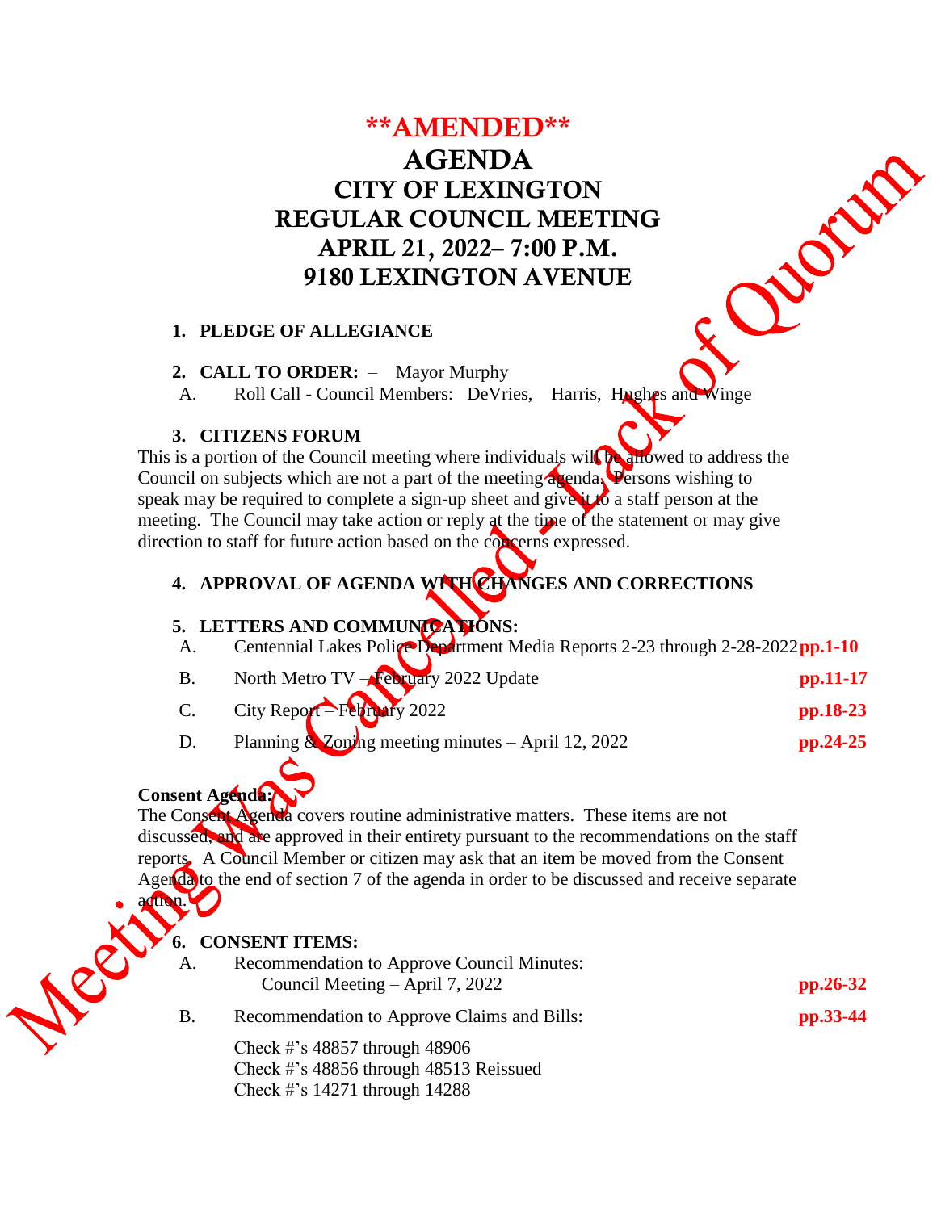**\*\*AMENDED\*\***

# AGENDA
# CITY OF LEXINGTON
# REGULAR COUNCIL MEETING
# APRIL 21, 2022– 7:00 P.M.
# 9180 LEXINGTON AVENUE

Meeting Was Cancelled - Lack of Quorum

1. **PLEDGE OF ALLEGIANCE**

2. **CALL TO ORDER:** – Mayor Murphy
   - A. Roll Call - Council Members: DeVries, Harris, Hughes and Winge

3. **CITIZENS FORUM**

This is a portion of the Council meeting where individuals will be allowed to address the Council on subjects which are not a part of the meeting agenda. Persons wishing to speak may be required to complete a sign-up sheet and give it to a staff person at the meeting. The Council may take action or reply at the time of the statement or may give direction to staff for future action based on the concerns expressed.

4. **APPROVAL OF AGENDA WITH CHANGES AND CORRECTIONS**

5. **LETTERS AND COMMUNICATIONS:**

| | | |
|---|---|---|
| A. | Centennial Lakes Police Department Media Reports 2-23 through 2-28-2022 | **pp.1-10** |
| B. | North Metro TV – February 2022 Update | **pp.11-17** |
| C. | City Report – February 2022 | **pp.18-23** |
| D. | Planning & Zoning meeting minutes – April 12, 2022 | **pp.24-25** |

**Consent Agenda:**

The Consent Agenda covers routine administrative matters. These items are not discussed, and are approved in their entirety pursuant to the recommendations on the staff reports. A Council Member or citizen may ask that an item be moved from the Consent Agenda to the end of section 7 of the agenda in order to be discussed and receive separate action.

6. **CONSENT ITEMS:**

| | | |
|---|---|---|
| A. | Recommendation to Approve Council Minutes: Council Meeting – April 7, 2022 | **pp.26-32** |
| B. | Recommendation to Approve Claims and Bills: | **pp.33-44** |

Check #'s 48857 through 48906
Check #'s 48856 through 48513 Reissued
Check #'s 14271 through 14288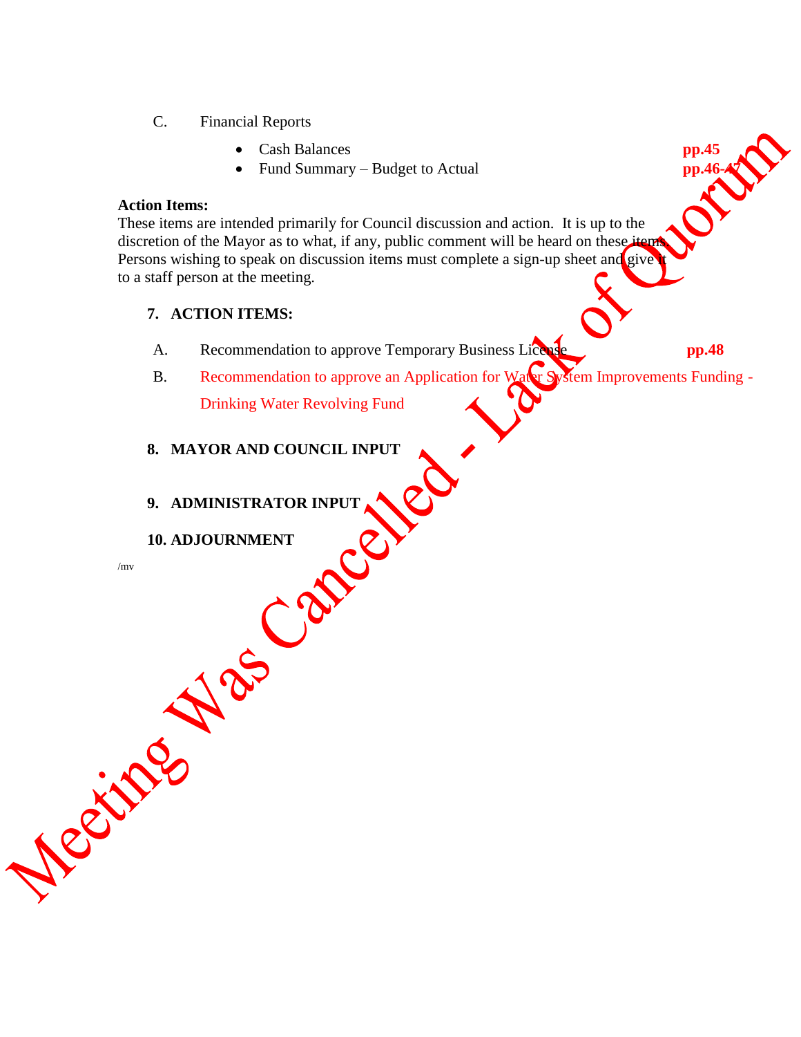C. Financial Reports

- Cash Balances **pp.45**
- Fund Summary – Budget to Actual **pp.46-47**

**Action Items:**
These items are intended primarily for Council discussion and action. It is up to the discretion of the Mayor as to what, if any, public comment will be heard on these items. Persons wishing to speak on discussion items must complete a sign-up sheet and give it to a staff person at the meeting.

**7. ACTION ITEMS:**

A. Recommendation to approve Temporary Business License **pp.48**

B. Recommendation to approve an Application for Water System Improvements Funding - Drinking Water Revolving Fund

**8. MAYOR AND COUNCIL INPUT**

**9. ADMINISTRATOR INPUT**

**10. ADJOURNMENT**

/mv

Meeting Was Cancelled - Lack of Quorum